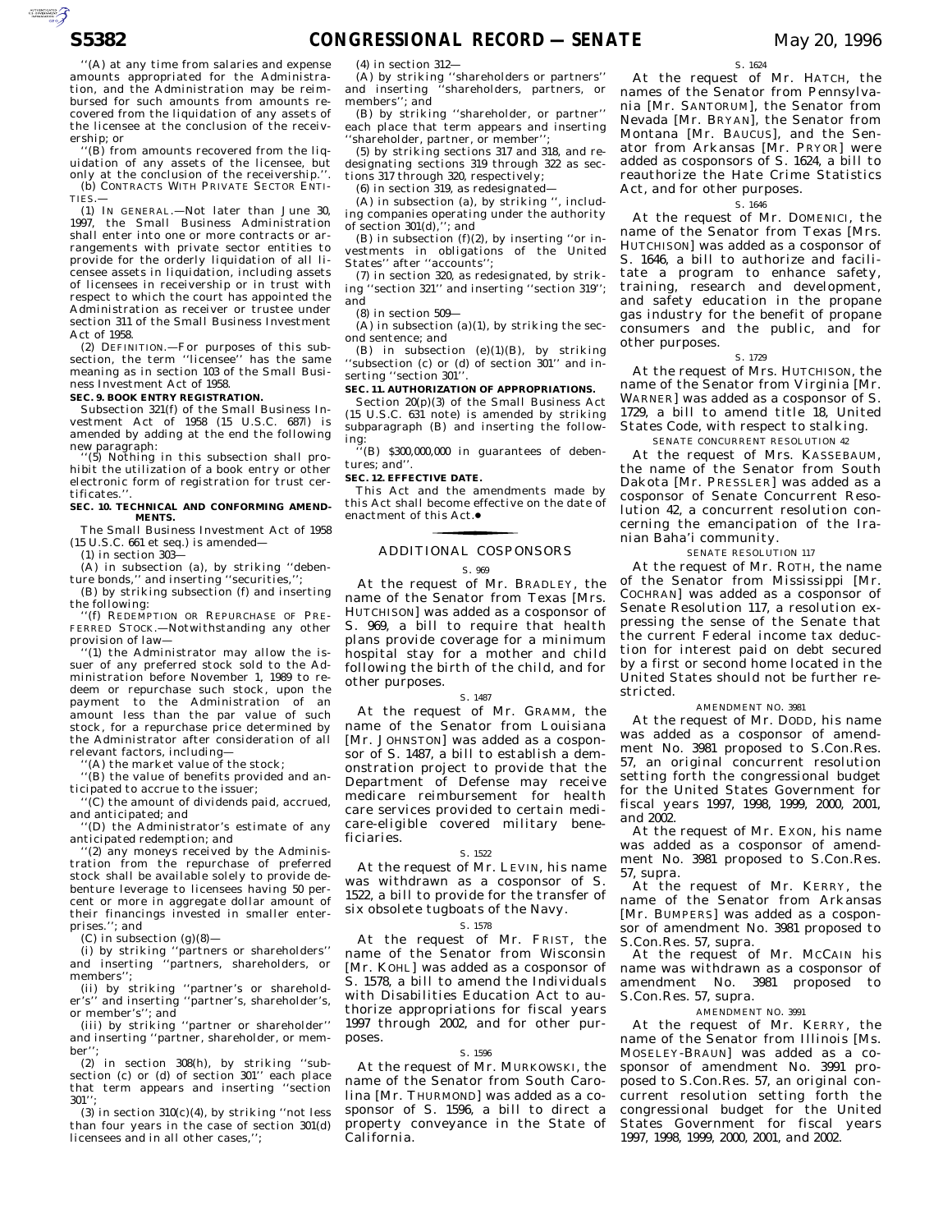"(A) at any time from salaries and expense amounts appropriated for the Administration, and the Administration may be reimbursed for such amounts from amounts recovered from the liquidation of any assets of the licensee at the conclusion of the receivership; or

"(B) from amounts recovered from the liquidation of any assets of the licensee, but only at the conclusion of the receivership.".

(b) CONTRACTS WITH PRIVATE SECTOR ENTITIES.—

(1) IN GENERAL.—Not later than June 30, 1997, the Small Business Administration shall enter into one or more contracts or arrangements with private sector entities to provide for the orderly liquidation of all licensee assets in liquidation, including assets of licensees in receivership or in trust with respect to which the court has appointed the Administration as receiver or trustee under section 311 of the Small Business Investment Act of 1958.

(2) DEFINITION.—For purposes of this subsection, the term "licensee" has the same meaning as in section 103 of the Small Business Investment Act of 1958.

**SEC. 9. BOOK ENTRY REGISTRATION.**

Subsection 321(f) of the Small Business Investment Act of 1958 (15 U.S.C. 687l) is amended by adding at the end the following new paragraph:

"(5) Nothing in this subsection shall prohibit the utilization of a book entry or other electronic form of registration for trust certificates.".

**SEC. 10. TECHNICAL AND CONFORMING AMENDMENTS.**

The Small Business Investment Act of 1958 (15 U.S.C. 661 et seq.) is amended—

(1) in section 303—

(A) in subsection (a), by striking "debenture bonds," and inserting "securities,";

(B) by striking subsection (f) and inserting the following:

"(f) REDEMPTION OR REPURCHASE OF PREFERRED STOCK.—Notwithstanding any other provision of law—

"(1) the Administrator may allow the issuer of any preferred stock sold to the Administration before November 1, 1989 to redeem or repurchase such stock, upon the payment to the Administration of an amount less than the par value of such stock, for a repurchase price determined by the Administrator after consideration of all relevant factors, including—

"(A) the market value of the stock;

"(B) the value of benefits provided and anticipated to accrue to the issuer;

"(C) the amount of dividends paid, accrued, and anticipated; and

"(D) the Administrator's estimate of any anticipated redemption; and

"(2) any moneys received by the Administration from the repurchase of preferred stock shall be available solely to provide debenture leverage to licensees having 50 percent or more in aggregate dollar amount of their financings invested in smaller enterprises."; and

(C) in subsection (g)(8)—

(i) by striking "partners or shareholders" and inserting "partners, shareholders, or members";

(ii) by striking "partner's or shareholder's" and inserting "partner's, shareholder's, or member's"; and

(iii) by striking "partner or shareholder" and inserting "partner, shareholder, or member";

(2) in section 308(h), by striking "subsection (c) or (d) of section 301" each place that term appears and inserting "section 301";

(3) in section 310(c)(4), by striking "not less than four years in the case of section 301(d) licensees and in all other cases,";

(4) in section 312—

(A) by striking "shareholders or partners" and inserting "shareholders, partners, or members"; and

(B) by striking "shareholder, or partner" each place that term appears and inserting "shareholder, partner, or member";

(5) by striking sections 317 and 318, and redesignating sections 319 through 322 as sections 317 through 320, respectively;

(6) in section 319, as redesignated—

(A) in subsection (a), by striking ", including companies operating under the authority of section 301(d),"; and

(B) in subsection (f)(2), by inserting "or investments in obligations of the United States" after "accounts";

(7) in section 320, as redesignated, by striking "section 321" and inserting "section 319"; and

(8) in section 509—

(A) in subsection (a)(1), by striking the second sentence; and

(B) in subsection (e)(1)(B), by striking "subsection (c) or (d) of section 301" and inserting "section 301".

**SEC. 11. AUTHORIZATION OF APPROPRIATIONS.**

Section 20(p)(3) of the Small Business Act (15 U.S.C. 631 note) is amended by striking subparagraph (B) and inserting the following:

"(B) $300,000,000 in guarantees of debentures; and".

**SEC. 12. EFFECTIVE DATE.**

This Act and the amendments made by this Act shall become effective on the date of enactment of this Act.●

## ADDITIONAL COSPONSORS

S. 969

At the request of Mr. BRADLEY, the name of the Senator from Texas [Mrs. HUTCHISON] was added as a cosponsor of S. 969, a bill to require that health plans provide coverage for a minimum hospital stay for a mother and child following the birth of the child, and for other purposes.

S. 1487

At the request of Mr. GRAMM, the name of the Senator from Louisiana [Mr. JOHNSTON] was added as a cosponsor of S. 1487, a bill to establish a demonstration project to provide that the Department of Defense may receive medicare reimbursement for health care services provided to certain medicare-eligible covered military beneficiaries.

S. 1522

At the request of Mr. LEVIN, his name was withdrawn as a cosponsor of S. 1522, a bill to provide for the transfer of six obsolete tugboats of the Navy.

S. 1578

At the request of Mr. FRIST, the name of the Senator from Wisconsin [Mr. KOHL] was added as a cosponsor of S. 1578, a bill to amend the Individuals with Disabilities Education Act to authorize appropriations for fiscal years 1997 through 2002, and for other purposes.

S. 1596

At the request of Mr. MURKOWSKI, the name of the Senator from South Carolina [Mr. THURMOND] was added as a cosponsor of S. 1596, a bill to direct a property conveyance in the State of California.

S. 1624

At the request of Mr. HATCH, the names of the Senator from Pennsylvania [Mr. SANTORUM], the Senator from Nevada [Mr. BRYAN], the Senator from Montana [Mr. BAUCUS], and the Senator from Arkansas [Mr. PRYOR] were added as cosponsors of S. 1624, a bill to reauthorize the Hate Crime Statistics Act, and for other purposes.

S. 1646

At the request of Mr. DOMENICI, the name of the Senator from Texas [Mrs. HUTCHISON] was added as a cosponsor of S. 1646, a bill to authorize and facilitate a program to enhance safety, training, research and development, and safety education in the propane gas industry for the benefit of propane consumers and the public, and for other purposes.

S. 1729

At the request of Mrs. HUTCHISON, the name of the Senator from Virginia [Mr. WARNER] was added as a cosponsor of S. 1729, a bill to amend title 18, United States Code, with respect to stalking.

SENATE CONCURRENT RESOLUTION 42

At the request of Mrs. KASSEBAUM, the name of the Senator from South Dakota [Mr. PRESSLER] was added as a cosponsor of Senate Concurrent Resolution 42, a concurrent resolution concerning the emancipation of the Iranian Baha'i community.

SENATE RESOLUTION 117

At the request of Mr. ROTH, the name of the Senator from Mississippi [Mr. COCHRAN] was added as a cosponsor of Senate Resolution 117, a resolution expressing the sense of the Senate that the current Federal income tax deduction for interest paid on debt secured by a first or second home located in the United States should not be further restricted.

AMENDMENT NO. 3981

At the request of Mr. DODD, his name was added as a cosponsor of amendment No. 3981 proposed to S.Con.Res. 57, an original concurrent resolution setting forth the congressional budget for the United States Government for fiscal years 1997, 1998, 1999, 2000, 2001, and 2002.

At the request of Mr. EXON, his name was added as a cosponsor of amendment No. 3981 proposed to S.Con.Res. 57, supra.

At the request of Mr. KERRY, the name of the Senator from Arkansas [Mr. BUMPERS] was added as a cosponsor of amendment No. 3981 proposed to S.Con.Res. 57, supra.

At the request of Mr. MCCAIN his name was withdrawn as a cosponsor of amendment No. 3981 proposed to S.Con.Res. 57, supra.

AMENDMENT NO. 3991

At the request of Mr. KERRY, the name of the Senator from Illinois [Ms. MOSELEY-BRAUN] was added as a cosponsor of amendment No. 3991 proposed to S.Con.Res. 57, an original concurrent resolution setting forth the congressional budget for the United States Government for fiscal years 1997, 1998, 1999, 2000, 2001, and 2002.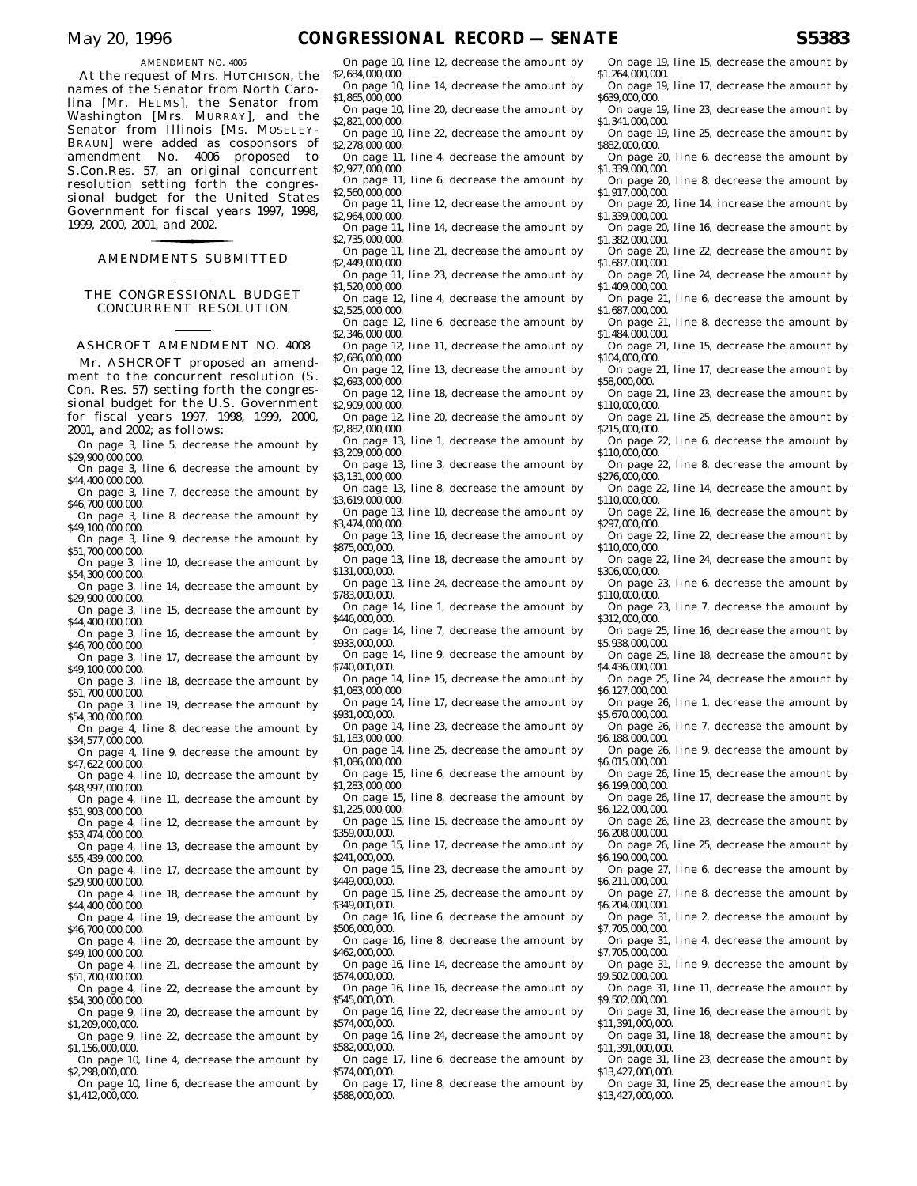AMENDMENT NO. 4006

At the request of Mrs. HUTCHISON, the names of the Senator from North Carolina [Mr. HELMS], the Senator from Washington [Mrs. MURRAY], and the Senator from Illinois [Ms. MOSELEY-BRAUN] were added as cosponsors of amendment No. 4006 proposed to S.Con.Res. 57, an original concurrent resolution setting forth the congressional budget for the United States Government for fiscal years 1997, 1998, 1999, 2000, 2001, and 2002.

## AMENDMENTS SUBMITTED

## THE CONGRESSIONAL BUDGET CONCURRENT RESOLUTION

### ASHCROFT AMENDMENT NO. 4008

Mr. ASHCROFT proposed an amendment to the concurrent resolution (S. Con. Res. 57) setting forth the congressional budget for the U.S. Government for fiscal years 1997, 1998, 1999, 2000, 2001, and 2002; as follows:

On page 3, line 5, decrease the amount by $29,900,000,000.

On page 3, line 6, decrease the amount by $44,400,000,000.

On page 3, line 7, decrease the amount by $46,700,000,000.

On page 3, line 8, decrease the amount by $49,100,000,000.

On page 3, line 9, decrease the amount by $51,700,000,000.

On page 3, line 10, decrease the amount by $54,300,000,000.

On page 3, line 14, decrease the amount by $29,900,000,000.

On page 3, line 15, decrease the amount by $44,400,000,000.

On page 3, line 16, decrease the amount by $46,700,000,000.

On page 3, line 17, decrease the amount by $49,100,000,000.

On page 3, line 18, decrease the amount by $51,700,000,000.

On page 3, line 19, decrease the amount by $54,300,000,000.

On page 4, line 8, decrease the amount by $34,577,000,000.

On page 4, line 9, decrease the amount by $47,622,000,000.

On page 4, line 10, decrease the amount by $48,997,000,000.

On page 4, line 11, decrease the amount by $51,903,000,000.

On page 4, line 12, decrease the amount by $53,474,000,000.

On page 4, line 13, decrease the amount by $55,439,000,000.

On page 4, line 17, decrease the amount by $29,900,000,000.

On page 4, line 18, decrease the amount by $44,400,000,000.

On page 4, line 19, decrease the amount by $46,700,000,000.

On page 4, line 20, decrease the amount by $49,100,000,000.

On page 4, line 21, decrease the amount by $51,700,000,000.

On page 4, line 22, decrease the amount by $54,300,000,000.

On page 9, line 20, decrease the amount by $1,209,000,000.

On page 9, line 22, decrease the amount by $1,156,000,000.

On page 10, line 4, decrease the amount by $2,298,000,000.

On page 10, line 6, decrease the amount by $1,412,000,000.

On page 10, line 12, decrease the amount by $2,684,000,000.

On page 10, line 14, decrease the amount by $1,865,000,000.

On page 10, line 20, decrease the amount by $2,821,000,000.

On page 10, line 22, decrease the amount by $2,278,000,000.

On page 11, line 4, decrease the amount by $2,927,000,000.

On page 11, line 6, decrease the amount by $2,560,000,000.

On page 11, line 12, decrease the amount by $2,964,000,000.

On page 11, line 14, decrease the amount by $2,735,000,000.

On page 11, line 21, decrease the amount by $2,449,000,000.

On page 11, line 23, decrease the amount by $1,520,000,000.

On page 12, line 4, decrease the amount by $2,525,000,000.

On page 12, line 6, decrease the amount by $2,346,000,000.

On page 12, line 11, decrease the amount by $2,686,000,000.

On page 12, line 13, decrease the amount by $2,693,000,000.

On page 12, line 18, decrease the amount by $2,909,000,000.

On page 12, line 20, decrease the amount by $2,882,000,000.

On page 13, line 1, decrease the amount by $3,209,000,000.

On page 13, line 3, decrease the amount by $3,131,000,000.

On page 13, line 8, decrease the amount by $3,619,000,000.

On page 13, line 10, decrease the amount by $3,474,000,000.

On page 13, line 16, decrease the amount by $875,000,000.

On page 13, line 18, decrease the amount by $131,000,000.

On page 13, line 24, decrease the amount by $783,000,000.

On page 14, line 1, decrease the amount by $446,000,000.

On page 14, line 7, decrease the amount by $933,000,000.

On page 14, line 9, decrease the amount by $740,000,000.

On page 14, line 15, decrease the amount by $1,083,000,000.

On page 14, line 17, decrease the amount by $931,000,000.

On page 14, line 23, decrease the amount by $1,183,000,000.

On page 14, line 25, decrease the amount by $1,086,000,000.

On page 15, line 6, decrease the amount by $1,283,000,000.

On page 15, line 8, decrease the amount by $1,225,000,000.

On page 15, line 15, decrease the amount by $359,000,000.

On page 15, line 17, decrease the amount by $241,000,000.

On page 15, line 23, decrease the amount by $449,000,000.

On page 15, line 25, decrease the amount by $349,000,000.

On page 16, line 6, decrease the amount by $506,000,000.

On page 16, line 8, decrease the amount by $462,000,000.

On page 16, line 14, decrease the amount by $574,000,000.

On page 16, line 16, decrease the amount by $545,000,000.

On page 16, line 22, decrease the amount by $574,000,000.

On page 16, line 24, decrease the amount by $582,000,000.

On page 17, line 6, decrease the amount by $574,000,000.

On page 17, line 8, decrease the amount by $588,000,000.

On page 19, line 15, decrease the amount by $1,264,000,000.

On page 19, line 17, decrease the amount by $639,000,000.

On page 19, line 23, decrease the amount by $1,341,000,000.

On page 19, line 25, decrease the amount by $882,000,000.

On page 20, line 6, decrease the amount by $1,339,000,000.

On page 20, line 8, decrease the amount by $1,917,000,000.

On page 20, line 14, increase the amount by $1,339,000,000.

On page 20, line 16, decrease the amount by $1,382,000,000.

On page 20, line 22, decrease the amount by $1,687,000,000.

On page 20, line 24, decrease the amount by $1,409,000,000.

On page 21, line 6, decrease the amount by $1,687,000,000.

On page 21, line 8, decrease the amount by $1,484,000,000.

On page 21, line 15, decrease the amount by $104,000,000.

On page 21, line 17, decrease the amount by $58,000,000.

On page 21, line 23, decrease the amount by $110,000,000.

On page 21, line 25, decrease the amount by $215,000,000.

On page 22, line 6, decrease the amount by $110,000,000.

On page 22, line 8, decrease the amount by $276,000,000.

On page 22, line 14, decrease the amount by $110,000,000.

On page 22, line 16, decrease the amount by $297,000,000.

On page 22, line 22, decrease the amount by $110,000,000.

On page 22, line 24, decrease the amount by $306,000,000.

On page 23, line 6, decrease the amount by $110,000,000.

On page 23, line 7, decrease the amount by $312,000,000.

On page 25, line 16, decrease the amount by $5,938,000,000.

On page 25, line 18, decrease the amount by $4,436,000,000.

On page 25, line 24, decrease the amount by $6,127,000,000.

On page 26, line 1, decrease the amount by $5,670,000,000.

On page 26, line 7, decrease the amount by $6,188,000,000.

On page 26, line 9, decrease the amount by $6,015,000,000.

On page 26, line 15, decrease the amount by $6,199,000,000.

On page 26, line 17, decrease the amount by $6,122,000,000.

On page 26, line 23, decrease the amount by $6,208,000,000.

On page 26, line 25, decrease the amount by $6,190,000,000.

On page 27, line 6, decrease the amount by $6,211,000,000.

On page 27, line 8, decrease the amount by $6,204,000,000.

On page 31, line 2, decrease the amount by $7,705,000,000.

On page 31, line 4, decrease the amount by $7,705,000,000.

On page 31, line 9, decrease the amount by $9,502,000,000.

On page 31, line 11, decrease the amount by $9,502,000,000.

On page 31, line 16, decrease the amount by $11,391,000,000.

On page 31, line 18, decrease the amount by $11,391,000,000.

On page 31, line 23, decrease the amount by $13,427,000,000.

On page 31, line 25, decrease the amount by $13,427,000,000.